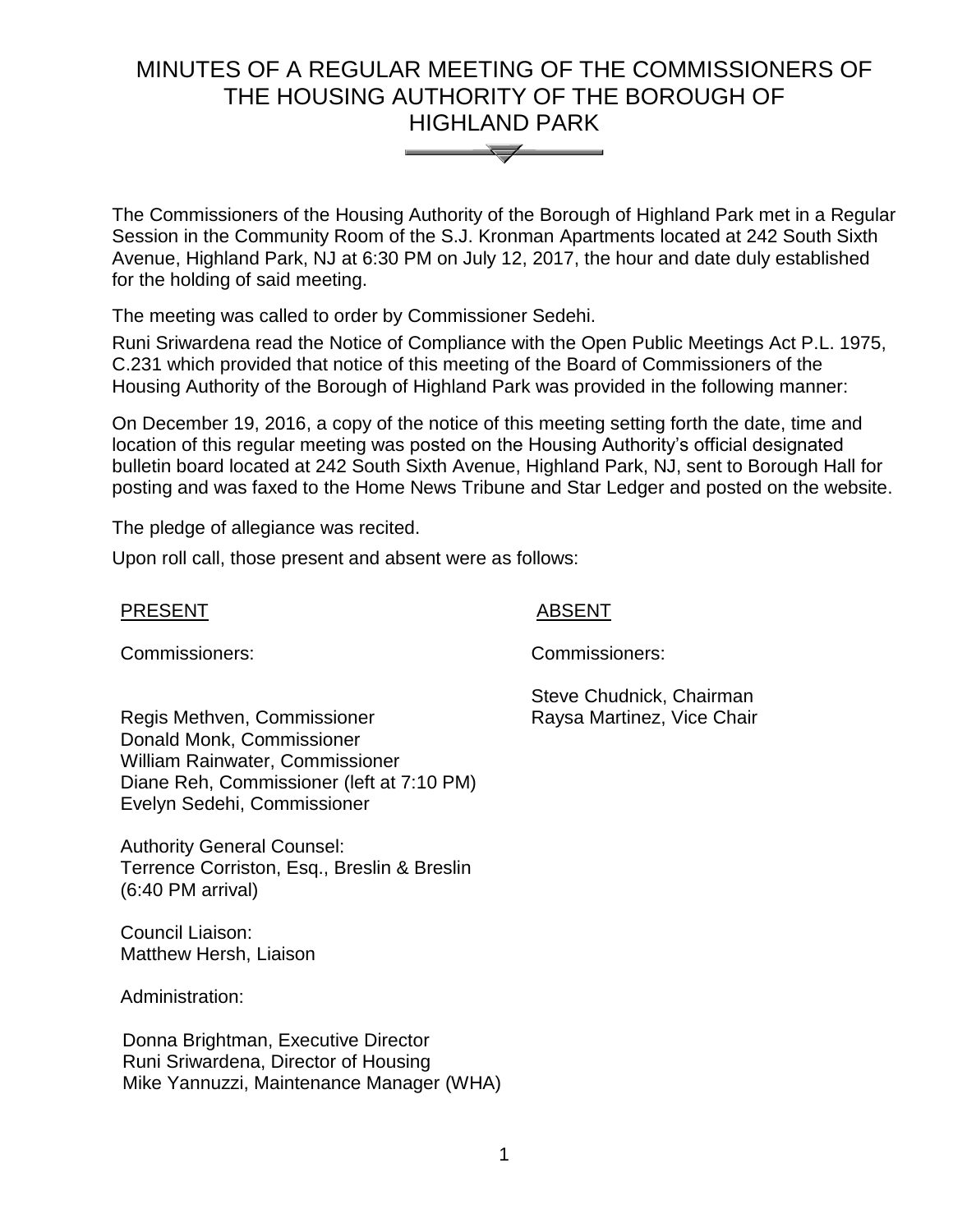# MINUTES OF A REGULAR MEETING OF THE COMMISSIONERS OF THE HOUSING AUTHORITY OF THE BOROUGH OF HIGHLAND PARK

The Commissioners of the Housing Authority of the Borough of Highland Park met in a Regular Session in the Community Room of the S.J. Kronman Apartments located at 242 South Sixth Avenue, Highland Park, NJ at 6:30 PM on July 12, 2017, the hour and date duly established for the holding of said meeting.

The meeting was called to order by Commissioner Sedehi.

Runi Sriwardena read the Notice of Compliance with the Open Public Meetings Act P.L. 1975, C.231 which provided that notice of this meeting of the Board of Commissioners of the Housing Authority of the Borough of Highland Park was provided in the following manner:

On December 19, 2016, a copy of the notice of this meeting setting forth the date, time and location of this regular meeting was posted on the Housing Authority's official designated bulletin board located at 242 South Sixth Avenue, Highland Park, NJ, sent to Borough Hall for posting and was faxed to the Home News Tribune and Star Ledger and posted on the website.

The pledge of allegiance was recited.

Upon roll call, those present and absent were as follows:

<u>PRESENT</u>

Commissioners:

Regis Methven, Commissioner
Donald Monk, Commissioner
William Rainwater, Commissioner
Diane Reh, Commissioner (left at 7:10 PM)
Evelyn Sedehi, Commissioner

Authority General Counsel:
Terrence Corriston, Esq., Breslin & Breslin
(6:40 PM arrival)

Council Liaison:
Matthew Hersh, Liaison

Administration:

Donna Brightman, Executive Director
Runi Sriwardena, Director of Housing
Mike Yannuzzi, Maintenance Manager (WHA)

<u>ABSENT</u>

Commissioners:

Steve Chudnick, Chairman
Raysa Martinez, Vice Chair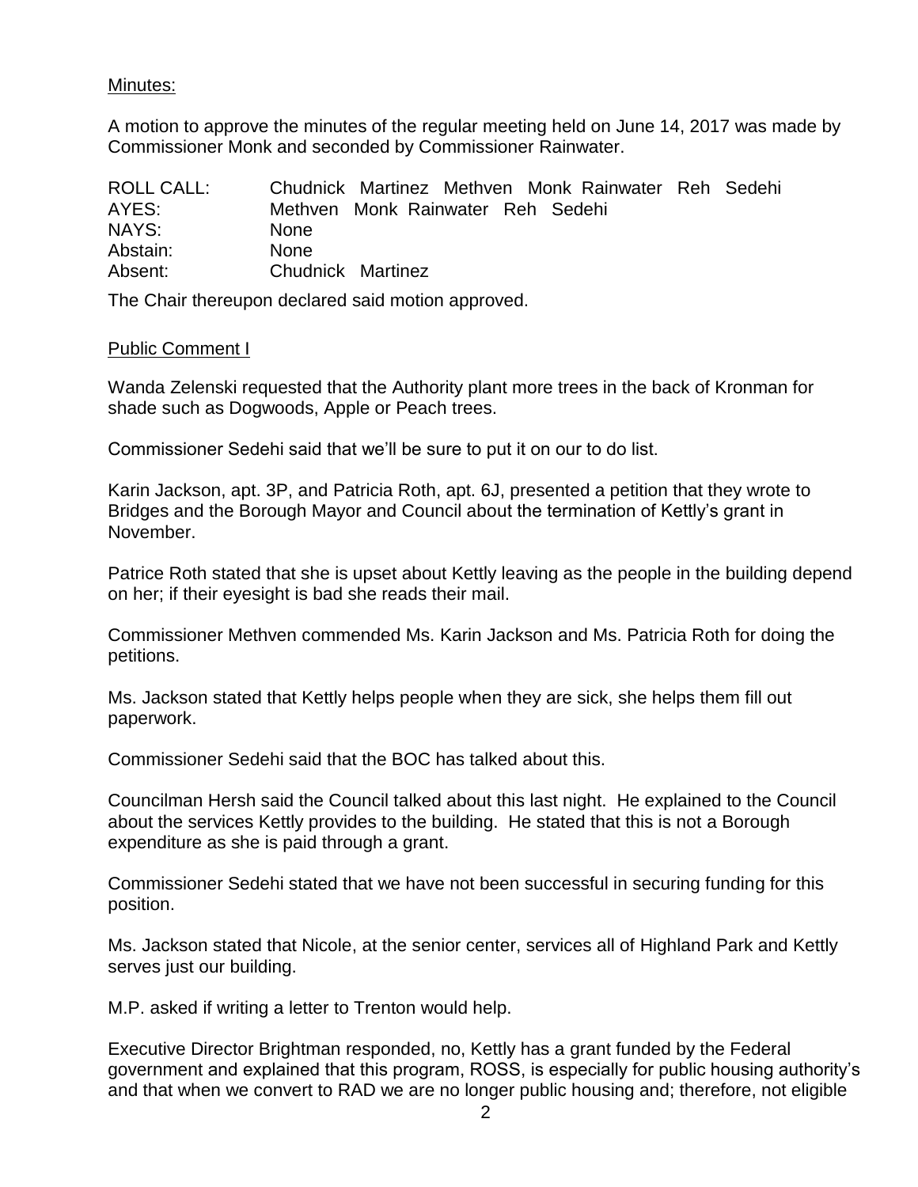Minutes:

A motion to approve the minutes of the regular meeting held on June 14, 2017 was made by Commissioner Monk and seconded by Commissioner Rainwater.

| ROLL CALL: | Chudnick Martinez Methven Monk Rainwater Reh Sedehi |
|---|---|
| AYES: | Methven Monk Rainwater Reh Sedehi |
| NAYS: | None |
| Abstain: | None |
| Absent: | Chudnick Martinez |

The Chair thereupon declared said motion approved.

Public Comment I

Wanda Zelenski requested that the Authority plant more trees in the back of Kronman for shade such as Dogwoods, Apple or Peach trees.

Commissioner Sedehi said that we'll be sure to put it on our to do list.

Karin Jackson, apt. 3P, and Patricia Roth, apt. 6J, presented a petition that they wrote to Bridges and the Borough Mayor and Council about the termination of Kettly's grant in November.

Patrice Roth stated that she is upset about Kettly leaving as the people in the building depend on her; if their eyesight is bad she reads their mail.

Commissioner Methven commended Ms. Karin Jackson and Ms. Patricia Roth for doing the petitions.

Ms. Jackson stated that Kettly helps people when they are sick, she helps them fill out paperwork.

Commissioner Sedehi said that the BOC has talked about this.

Councilman Hersh said the Council talked about this last night. He explained to the Council about the services Kettly provides to the building. He stated that this is not a Borough expenditure as she is paid through a grant.

Commissioner Sedehi stated that we have not been successful in securing funding for this position.

Ms. Jackson stated that Nicole, at the senior center, services all of Highland Park and Kettly serves just our building.

M.P. asked if writing a letter to Trenton would help.

Executive Director Brightman responded, no, Kettly has a grant funded by the Federal government and explained that this program, ROSS, is especially for public housing authority's and that when we convert to RAD we are no longer public housing and; therefore, not eligible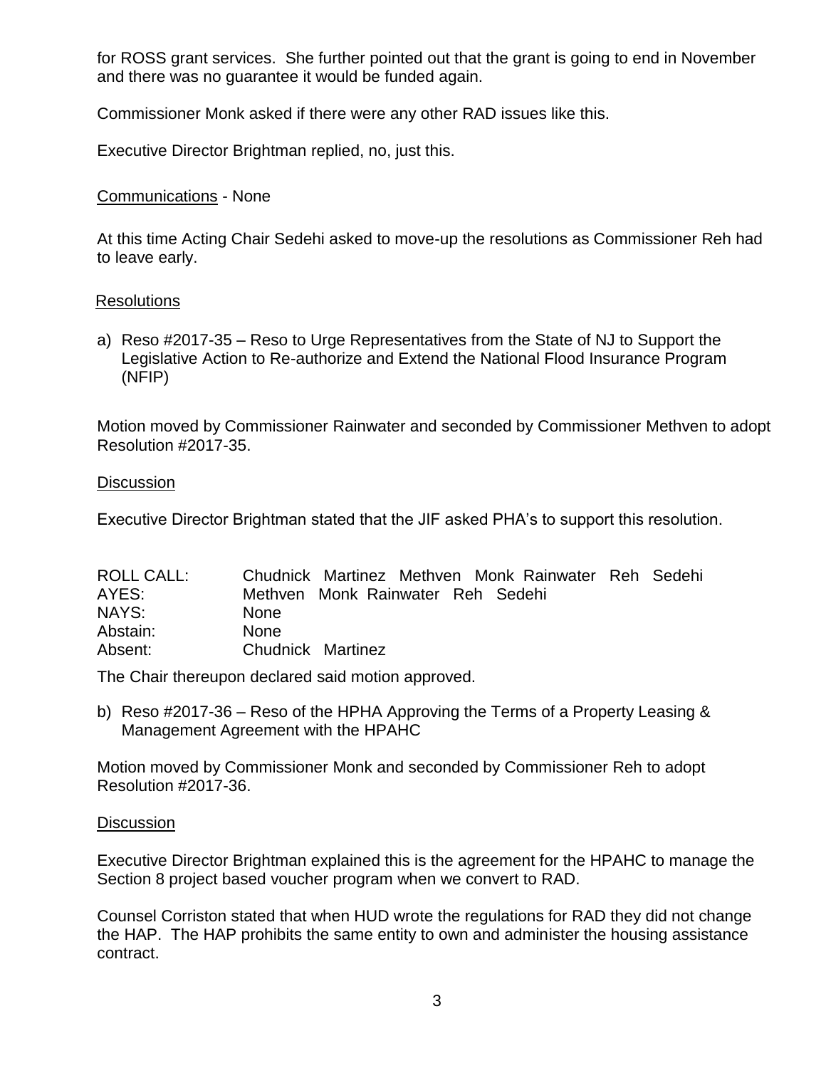for ROSS grant services. She further pointed out that the grant is going to end in November and there was no guarantee it would be funded again.

Commissioner Monk asked if there were any other RAD issues like this.

Executive Director Brightman replied, no, just this.

<u>Communications</u> - None

At this time Acting Chair Sedehi asked to move-up the resolutions as Commissioner Reh had to leave early.

<u>Resolutions</u>

a) Reso #2017-35 – Reso to Urge Representatives from the State of NJ to Support the Legislative Action to Re-authorize and Extend the National Flood Insurance Program (NFIP)

Motion moved by Commissioner Rainwater and seconded by Commissioner Methven to adopt Resolution #2017-35.

<u>Discussion</u>

Executive Director Brightman stated that the JIF asked PHA's to support this resolution.

| | |
|---|---|
| ROLL CALL: | Chudnick Martinez Methven Monk Rainwater Reh Sedehi |
| AYES: | Methven Monk Rainwater Reh Sedehi |
| NAYS: | None |
| Abstain: | None |
| Absent: | Chudnick Martinez |

The Chair thereupon declared said motion approved.

b) Reso #2017-36 – Reso of the HPHA Approving the Terms of a Property Leasing & Management Agreement with the HPAHC

Motion moved by Commissioner Monk and seconded by Commissioner Reh to adopt Resolution #2017-36.

<u>Discussion</u>

Executive Director Brightman explained this is the agreement for the HPAHC to manage the Section 8 project based voucher program when we convert to RAD.

Counsel Corriston stated that when HUD wrote the regulations for RAD they did not change the HAP. The HAP prohibits the same entity to own and administer the housing assistance contract.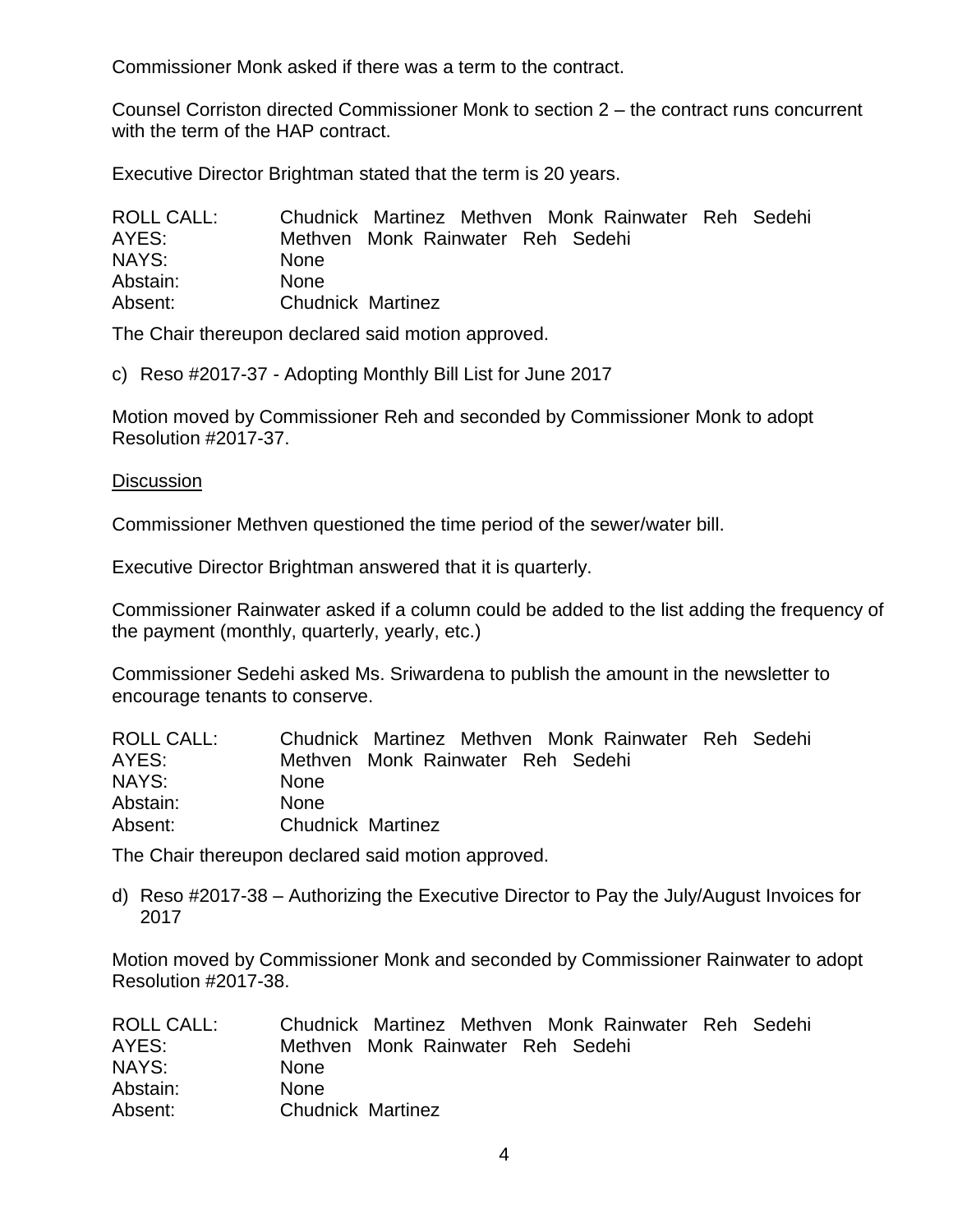Commissioner Monk asked if there was a term to the contract.

Counsel Corriston directed Commissioner Monk to section 2 – the contract runs concurrent with the term of the HAP contract.

Executive Director Brightman stated that the term is 20 years.

| | |
|---|---|
| ROLL CALL: | Chudnick Martinez Methven Monk Rainwater Reh Sedehi |
| AYES: | Methven Monk Rainwater Reh Sedehi |
| NAYS: | None |
| Abstain: | None |
| Absent: | Chudnick Martinez |

The Chair thereupon declared said motion approved.

c) Reso #2017-37 - Adopting Monthly Bill List for June 2017

Motion moved by Commissioner Reh and seconded by Commissioner Monk to adopt Resolution #2017-37.

<u>Discussion</u>

Commissioner Methven questioned the time period of the sewer/water bill.

Executive Director Brightman answered that it is quarterly.

Commissioner Rainwater asked if a column could be added to the list adding the frequency of the payment (monthly, quarterly, yearly, etc.)

Commissioner Sedehi asked Ms. Sriwardena to publish the amount in the newsletter to encourage tenants to conserve.

| | |
|---|---|
| ROLL CALL: | Chudnick Martinez Methven Monk Rainwater Reh Sedehi |
| AYES: | Methven Monk Rainwater Reh Sedehi |
| NAYS: | None |
| Abstain: | None |
| Absent: | Chudnick Martinez |

The Chair thereupon declared said motion approved.

d) Reso #2017-38 – Authorizing the Executive Director to Pay the July/August Invoices for 2017

Motion moved by Commissioner Monk and seconded by Commissioner Rainwater to adopt Resolution #2017-38.

| | |
|---|---|
| ROLL CALL: | Chudnick Martinez Methven Monk Rainwater Reh Sedehi |
| AYES: | Methven Monk Rainwater Reh Sedehi |
| NAYS: | None |
| Abstain: | None |
| Absent: | Chudnick Martinez |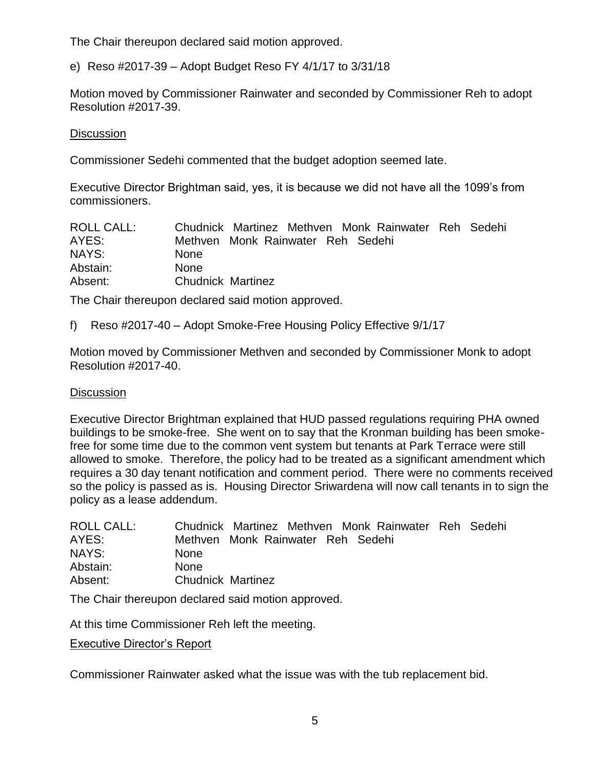The Chair thereupon declared said motion approved.

e) Reso #2017-39 – Adopt Budget Reso FY 4/1/17 to 3/31/18

Motion moved by Commissioner Rainwater and seconded by Commissioner Reh to adopt Resolution #2017-39.

<u>Discussion</u>

Commissioner Sedehi commented that the budget adoption seemed late.

Executive Director Brightman said, yes, it is because we did not have all the 1099's from commissioners.

| | |
|---|---|
| ROLL CALL: | Chudnick Martinez Methven Monk Rainwater Reh Sedehi |
| AYES: | Methven Monk Rainwater Reh Sedehi |
| NAYS: | None |
| Abstain: | None |
| Absent: | Chudnick Martinez |

The Chair thereupon declared said motion approved.

f) Reso #2017-40 – Adopt Smoke-Free Housing Policy Effective 9/1/17

Motion moved by Commissioner Methven and seconded by Commissioner Monk to adopt Resolution #2017-40.

<u>Discussion</u>

Executive Director Brightman explained that HUD passed regulations requiring PHA owned buildings to be smoke-free. She went on to say that the Kronman building has been smoke-free for some time due to the common vent system but tenants at Park Terrace were still allowed to smoke. Therefore, the policy had to be treated as a significant amendment which requires a 30 day tenant notification and comment period. There were no comments received so the policy is passed as is. Housing Director Sriwardena will now call tenants in to sign the policy as a lease addendum.

| | |
|---|---|
| ROLL CALL: | Chudnick Martinez Methven Monk Rainwater Reh Sedehi |
| AYES: | Methven Monk Rainwater Reh Sedehi |
| NAYS: | None |
| Abstain: | None |
| Absent: | Chudnick Martinez |

The Chair thereupon declared said motion approved.

At this time Commissioner Reh left the meeting.

<u>Executive Director's Report</u>

Commissioner Rainwater asked what the issue was with the tub replacement bid.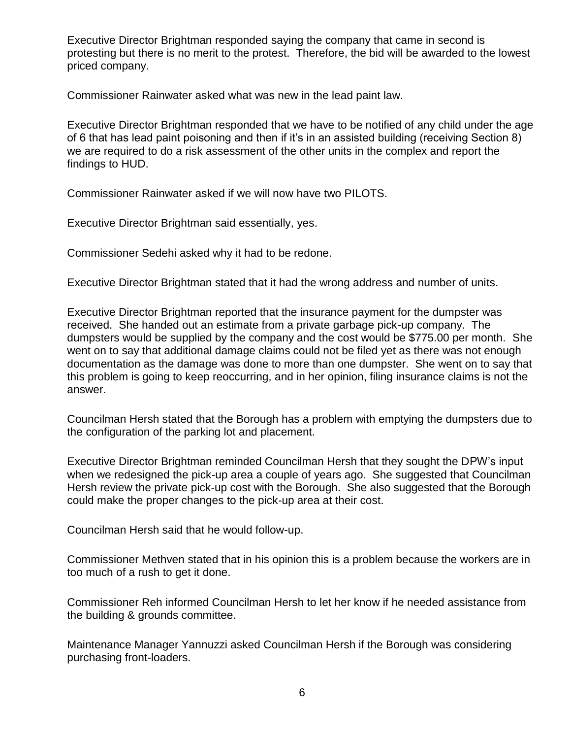Executive Director Brightman responded saying the company that came in second is protesting but there is no merit to the protest. Therefore, the bid will be awarded to the lowest priced company.

Commissioner Rainwater asked what was new in the lead paint law.

Executive Director Brightman responded that we have to be notified of any child under the age of 6 that has lead paint poisoning and then if it's in an assisted building (receiving Section 8) we are required to do a risk assessment of the other units in the complex and report the findings to HUD.

Commissioner Rainwater asked if we will now have two PILOTS.

Executive Director Brightman said essentially, yes.

Commissioner Sedehi asked why it had to be redone.

Executive Director Brightman stated that it had the wrong address and number of units.

Executive Director Brightman reported that the insurance payment for the dumpster was received. She handed out an estimate from a private garbage pick-up company. The dumpsters would be supplied by the company and the cost would be $775.00 per month. She went on to say that additional damage claims could not be filed yet as there was not enough documentation as the damage was done to more than one dumpster. She went on to say that this problem is going to keep reoccurring, and in her opinion, filing insurance claims is not the answer.

Councilman Hersh stated that the Borough has a problem with emptying the dumpsters due to the configuration of the parking lot and placement.

Executive Director Brightman reminded Councilman Hersh that they sought the DPW's input when we redesigned the pick-up area a couple of years ago. She suggested that Councilman Hersh review the private pick-up cost with the Borough. She also suggested that the Borough could make the proper changes to the pick-up area at their cost.

Councilman Hersh said that he would follow-up.

Commissioner Methven stated that in his opinion this is a problem because the workers are in too much of a rush to get it done.

Commissioner Reh informed Councilman Hersh to let her know if he needed assistance from the building & grounds committee.

Maintenance Manager Yannuzzi asked Councilman Hersh if the Borough was considering purchasing front-loaders.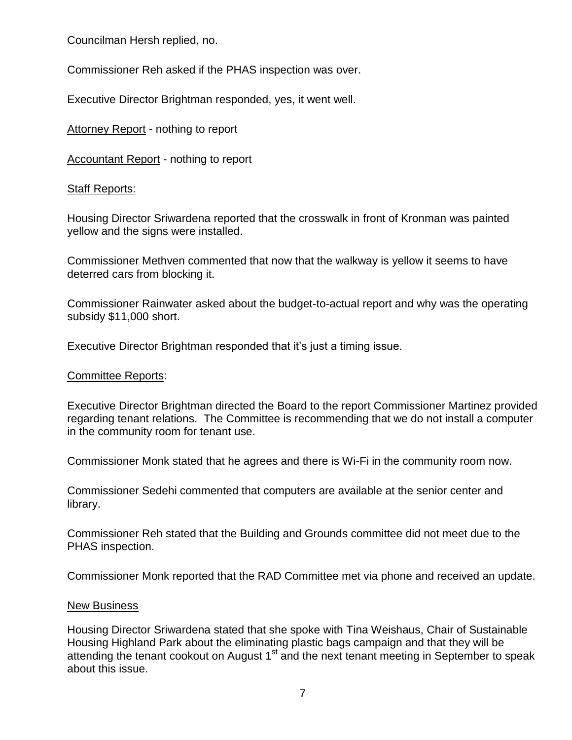Councilman Hersh replied, no.

Commissioner Reh asked if the PHAS inspection was over.

Executive Director Brightman responded, yes, it went well.

Attorney Report - nothing to report

Accountant Report - nothing to report

Staff Reports:

Housing Director Sriwardena reported that the crosswalk in front of Kronman was painted yellow and the signs were installed.

Commissioner Methven commented that now that the walkway is yellow it seems to have deterred cars from blocking it.

Commissioner Rainwater asked about the budget-to-actual report and why was the operating subsidy $11,000 short.

Executive Director Brightman responded that it's just a timing issue.

Committee Reports:

Executive Director Brightman directed the Board to the report Commissioner Martinez provided regarding tenant relations. The Committee is recommending that we do not install a computer in the community room for tenant use.

Commissioner Monk stated that he agrees and there is Wi-Fi in the community room now.

Commissioner Sedehi commented that computers are available at the senior center and library.

Commissioner Reh stated that the Building and Grounds committee did not meet due to the PHAS inspection.

Commissioner Monk reported that the RAD Committee met via phone and received an update.

New Business

Housing Director Sriwardena stated that she spoke with Tina Weishaus, Chair of Sustainable Housing Highland Park about the eliminating plastic bags campaign and that they will be attending the tenant cookout on August 1st and the next tenant meeting in September to speak about this issue.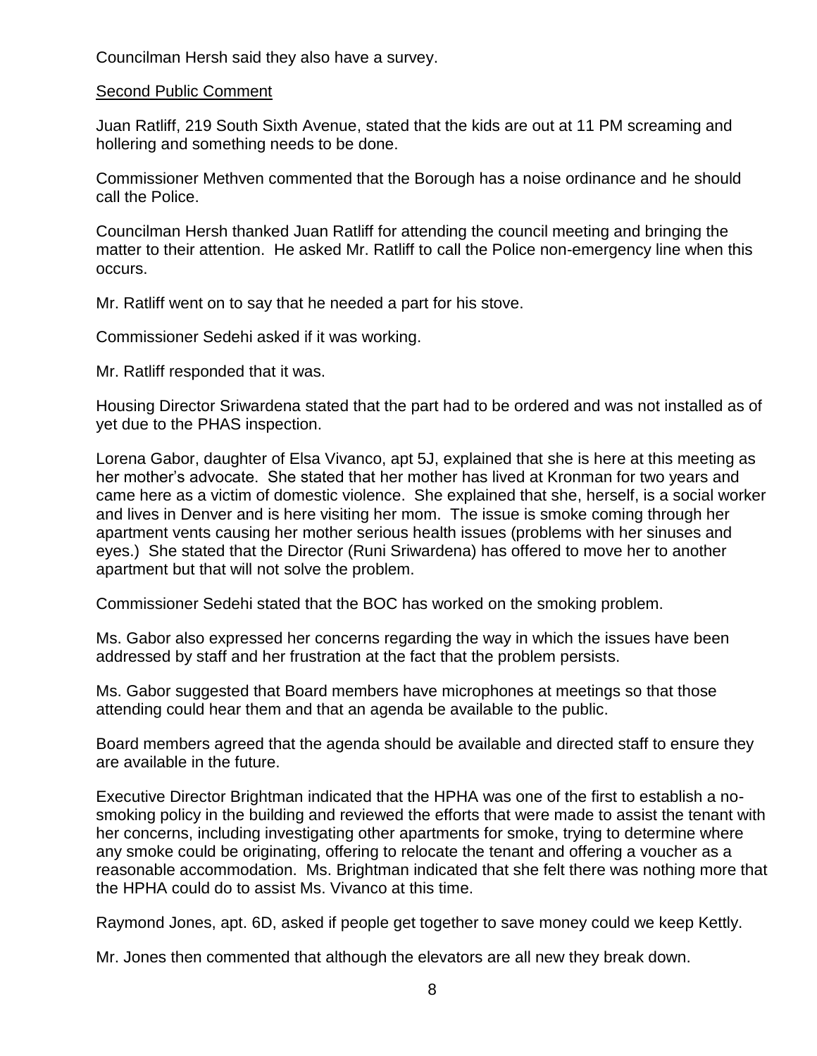Councilman Hersh said they also have a survey.

<u>Second Public Comment</u>

Juan Ratliff, 219 South Sixth Avenue, stated that the kids are out at 11 PM screaming and hollering and something needs to be done.

Commissioner Methven commented that the Borough has a noise ordinance and he should call the Police.

Councilman Hersh thanked Juan Ratliff for attending the council meeting and bringing the matter to their attention. He asked Mr. Ratliff to call the Police non-emergency line when this occurs.

Mr. Ratliff went on to say that he needed a part for his stove.

Commissioner Sedehi asked if it was working.

Mr. Ratliff responded that it was.

Housing Director Sriwardena stated that the part had to be ordered and was not installed as of yet due to the PHAS inspection.

Lorena Gabor, daughter of Elsa Vivanco, apt 5J, explained that she is here at this meeting as her mother's advocate. She stated that her mother has lived at Kronman for two years and came here as a victim of domestic violence. She explained that she, herself, is a social worker and lives in Denver and is here visiting her mom. The issue is smoke coming through her apartment vents causing her mother serious health issues (problems with her sinuses and eyes.) She stated that the Director (Runi Sriwardena) has offered to move her to another apartment but that will not solve the problem.

Commissioner Sedehi stated that the BOC has worked on the smoking problem.

Ms. Gabor also expressed her concerns regarding the way in which the issues have been addressed by staff and her frustration at the fact that the problem persists.

Ms. Gabor suggested that Board members have microphones at meetings so that those attending could hear them and that an agenda be available to the public.

Board members agreed that the agenda should be available and directed staff to ensure they are available in the future.

Executive Director Brightman indicated that the HPHA was one of the first to establish a no-smoking policy in the building and reviewed the efforts that were made to assist the tenant with her concerns, including investigating other apartments for smoke, trying to determine where any smoke could be originating, offering to relocate the tenant and offering a voucher as a reasonable accommodation. Ms. Brightman indicated that she felt there was nothing more that the HPHA could do to assist Ms. Vivanco at this time.

Raymond Jones, apt. 6D, asked if people get together to save money could we keep Kettly.

Mr. Jones then commented that although the elevators are all new they break down.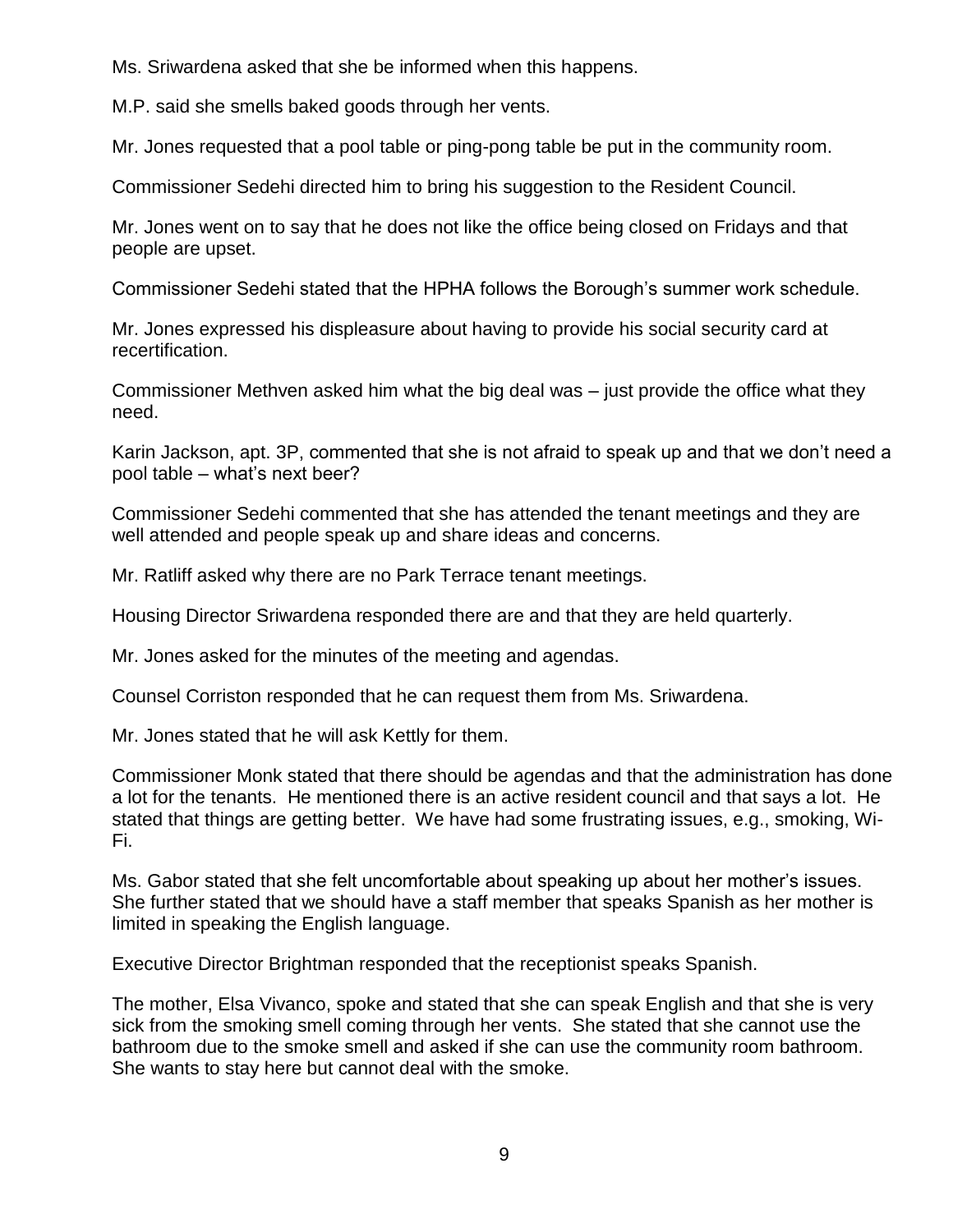Ms. Sriwardena asked that she be informed when this happens.

M.P. said she smells baked goods through her vents.

Mr. Jones requested that a pool table or ping-pong table be put in the community room.

Commissioner Sedehi directed him to bring his suggestion to the Resident Council.

Mr. Jones went on to say that he does not like the office being closed on Fridays and that people are upset.

Commissioner Sedehi stated that the HPHA follows the Borough's summer work schedule.

Mr. Jones expressed his displeasure about having to provide his social security card at recertification.

Commissioner Methven asked him what the big deal was – just provide the office what they need.

Karin Jackson, apt. 3P, commented that she is not afraid to speak up and that we don't need a pool table – what's next beer?

Commissioner Sedehi commented that she has attended the tenant meetings and they are well attended and people speak up and share ideas and concerns.

Mr. Ratliff asked why there are no Park Terrace tenant meetings.

Housing Director Sriwardena responded there are and that they are held quarterly.

Mr. Jones asked for the minutes of the meeting and agendas.

Counsel Corriston responded that he can request them from Ms. Sriwardena.

Mr. Jones stated that he will ask Kettly for them.

Commissioner Monk stated that there should be agendas and that the administration has done a lot for the tenants. He mentioned there is an active resident council and that says a lot. He stated that things are getting better. We have had some frustrating issues, e.g., smoking, Wi-Fi.

Ms. Gabor stated that she felt uncomfortable about speaking up about her mother's issues. She further stated that we should have a staff member that speaks Spanish as her mother is limited in speaking the English language.

Executive Director Brightman responded that the receptionist speaks Spanish.

The mother, Elsa Vivanco, spoke and stated that she can speak English and that she is very sick from the smoking smell coming through her vents. She stated that she cannot use the bathroom due to the smoke smell and asked if she can use the community room bathroom. She wants to stay here but cannot deal with the smoke.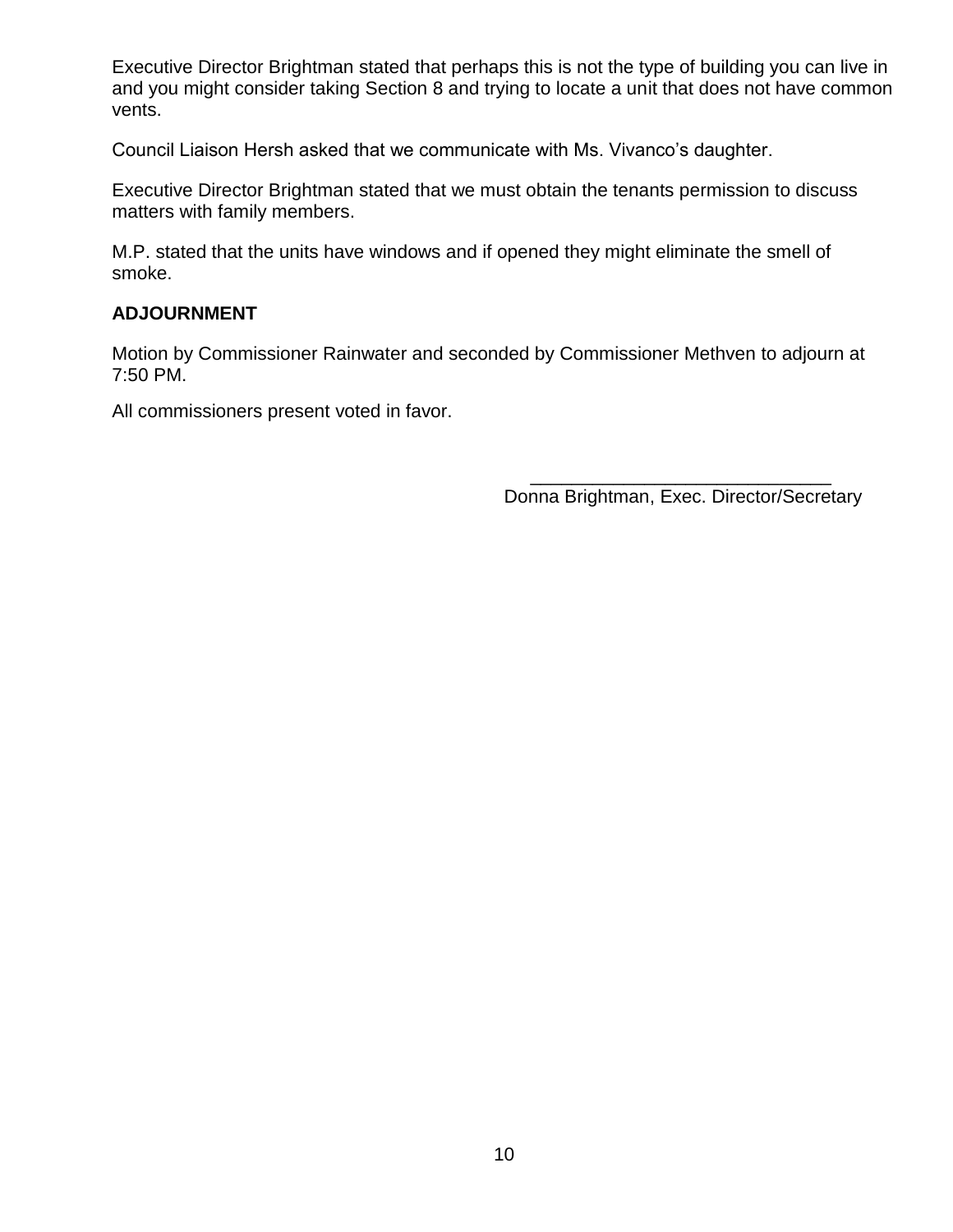Executive Director Brightman stated that perhaps this is not the type of building you can live in and you might consider taking Section 8 and trying to locate a unit that does not have common vents.

Council Liaison Hersh asked that we communicate with Ms. Vivanco's daughter.

Executive Director Brightman stated that we must obtain the tenants permission to discuss matters with family members.

M.P. stated that the units have windows and if opened they might eliminate the smell of smoke.

**ADJOURNMENT**

Motion by Commissioner Rainwater and seconded by Commissioner Methven to adjourn at 7:50 PM.

All commissioners present voted in favor.

\_\_\_\_\_\_\_\_\_\_\_\_\_\_\_\_\_\_\_\_\_\_\_\_\_\_\_\_\_\_
Donna Brightman, Exec. Director/Secretary